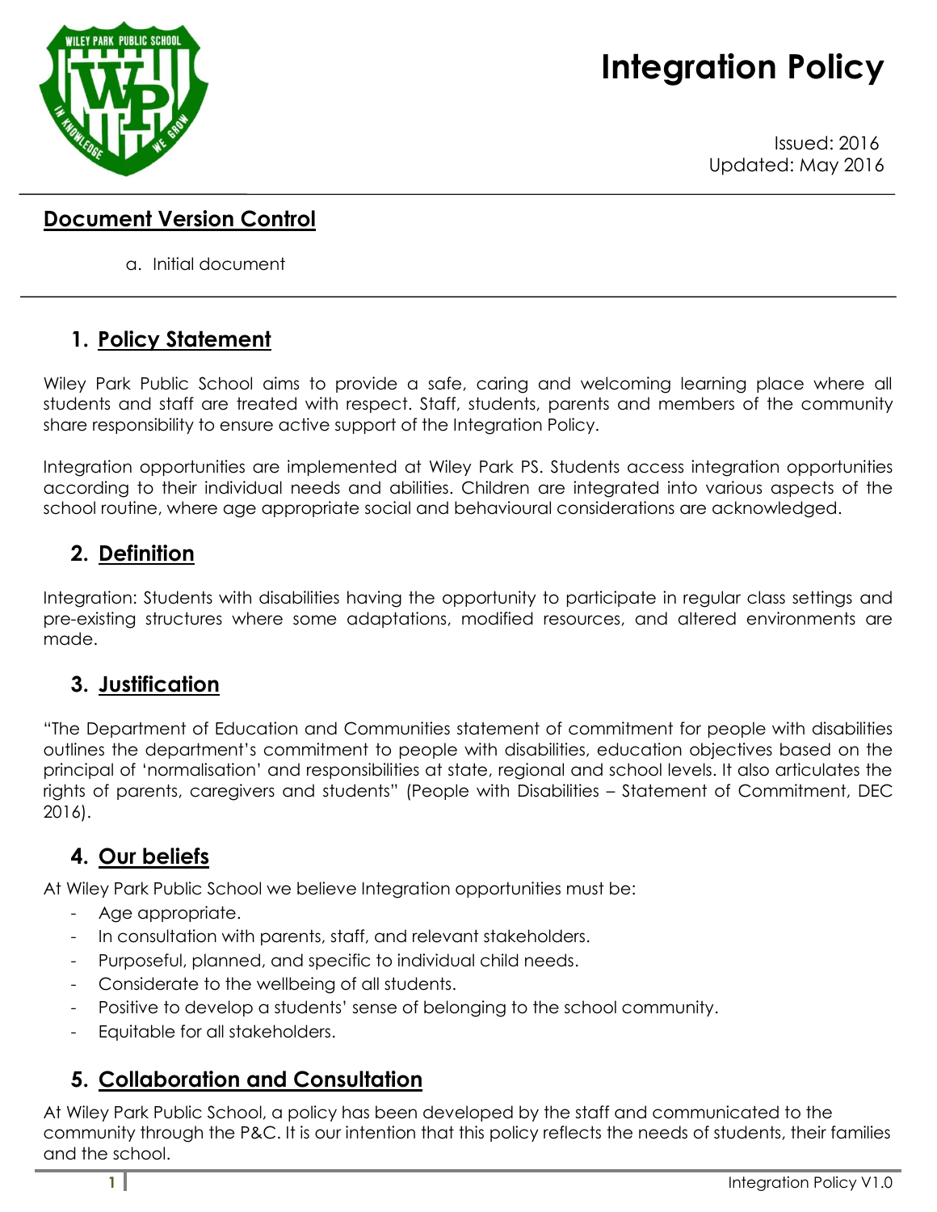# Integration Policy

Issued: 2016
Updated: May 2016

## Document Version Control

a. Initial document

## 1. Policy Statement

Wiley Park Public School aims to provide a safe, caring and welcoming learning place where all students and staff are treated with respect. Staff, students, parents and members of the community share responsibility to ensure active support of the Integration Policy.

Integration opportunities are implemented at Wiley Park PS. Students access integration opportunities according to their individual needs and abilities. Children are integrated into various aspects of the school routine, where age appropriate social and behavioural considerations are acknowledged.

## 2. Definition

Integration: Students with disabilities having the opportunity to participate in regular class settings and pre-existing structures where some adaptations, modified resources, and altered environments are made.

## 3. Justification

"The Department of Education and Communities statement of commitment for people with disabilities outlines the department's commitment to people with disabilities, education objectives based on the principal of 'normalisation' and responsibilities at state, regional and school levels. It also articulates the rights of parents, caregivers and students" (People with Disabilities – Statement of Commitment, DEC 2016).

## 4. Our beliefs

At Wiley Park Public School we believe Integration opportunities must be:

- Age appropriate.
- In consultation with parents, staff, and relevant stakeholders.
- Purposeful, planned, and specific to individual child needs.
- Considerate to the wellbeing of all students.
- Positive to develop a students' sense of belonging to the school community.
- Equitable for all stakeholders.

## 5. Collaboration and Consultation

At Wiley Park Public School, a policy has been developed by the staff and communicated to the community through the P&C. It is our intention that this policy reflects the needs of students, their families and the school.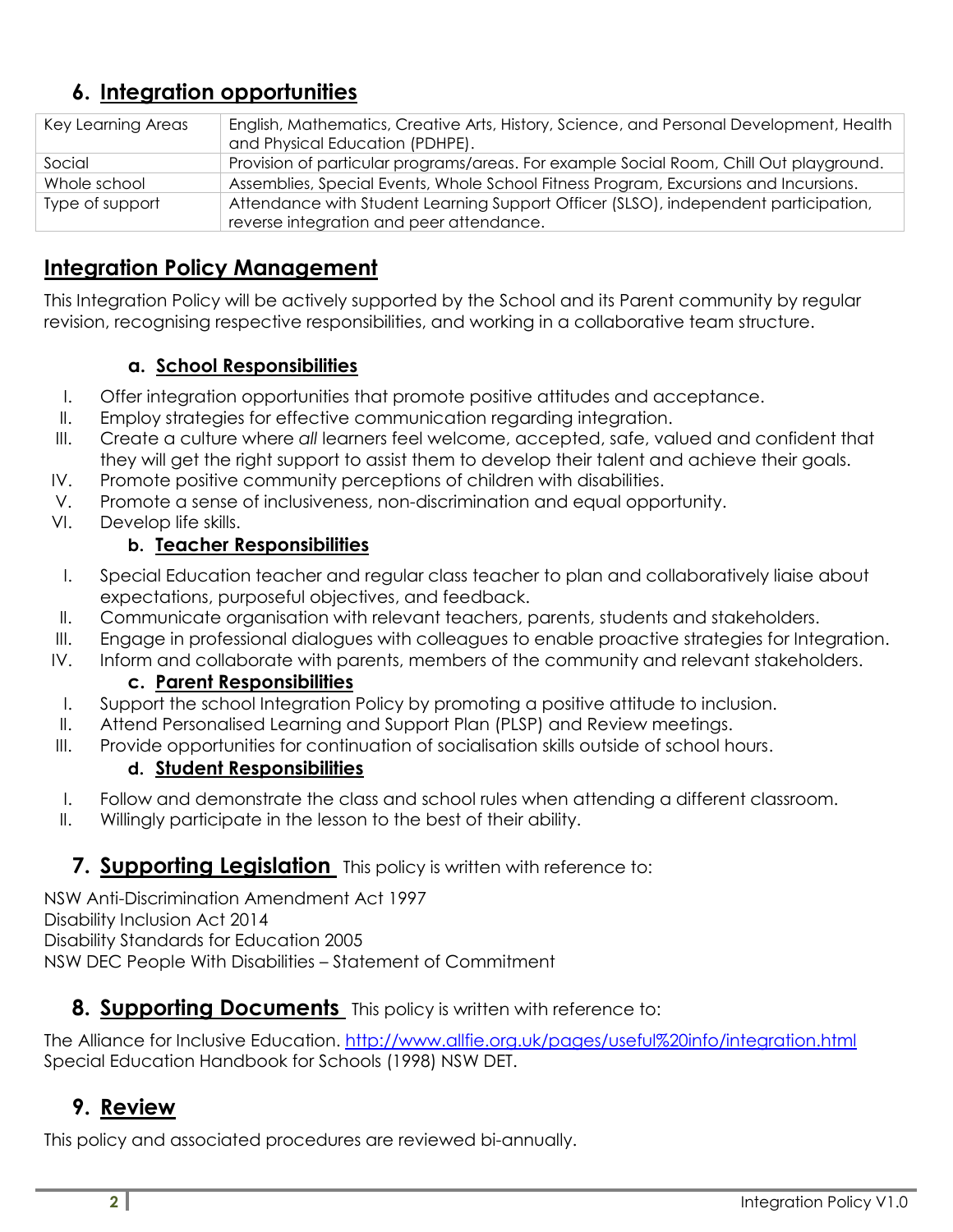## 6. Integration opportunities

| | |
|---|---|
| Key Learning Areas | English, Mathematics, Creative Arts, History, Science, and Personal Development, Health and Physical Education (PDHPE). |
| Social | Provision of particular programs/areas. For example Social Room, Chill Out playground. |
| Whole school | Assemblies, Special Events, Whole School Fitness Program, Excursions and Incursions. |
| Type of support | Attendance with Student Learning Support Officer (SLSO), independent participation, reverse integration and peer attendance. |

## Integration Policy Management

This Integration Policy will be actively supported by the School and its Parent community by regular revision, recognising respective responsibilities, and working in a collaborative team structure.

### a. School Responsibilities

I. Offer integration opportunities that promote positive attitudes and acceptance.
II. Employ strategies for effective communication regarding integration.
III. Create a culture where *all* learners feel welcome, accepted, safe, valued and confident that they will get the right support to assist them to develop their talent and achieve their goals.
IV. Promote positive community perceptions of children with disabilities.
V. Promote a sense of inclusiveness, non-discrimination and equal opportunity.
VI. Develop life skills.

### b. Teacher Responsibilities

I. Special Education teacher and regular class teacher to plan and collaboratively liaise about expectations, purposeful objectives, and feedback.
II. Communicate organisation with relevant teachers, parents, students and stakeholders.
III. Engage in professional dialogues with colleagues to enable proactive strategies for Integration.
IV. Inform and collaborate with parents, members of the community and relevant stakeholders.

### c. Parent Responsibilities

I. Support the school Integration Policy by promoting a positive attitude to inclusion.
II. Attend Personalised Learning and Support Plan (PLSP) and Review meetings.
III. Provide opportunities for continuation of socialisation skills outside of school hours.

### d. Student Responsibilities

I. Follow and demonstrate the class and school rules when attending a different classroom.
II. Willingly participate in the lesson to the best of their ability.

## 7. Supporting Legislation

This policy is written with reference to:

NSW Anti-Discrimination Amendment Act 1997
Disability Inclusion Act 2014
Disability Standards for Education 2005
NSW DEC People With Disabilities – Statement of Commitment

## 8. Supporting Documents

This policy is written with reference to:

The Alliance for Inclusive Education. http://www.allfie.org.uk/pages/useful%20info/integration.html
Special Education Handbook for Schools (1998) NSW DET.

## 9. Review

This policy and associated procedures are reviewed bi-annually.